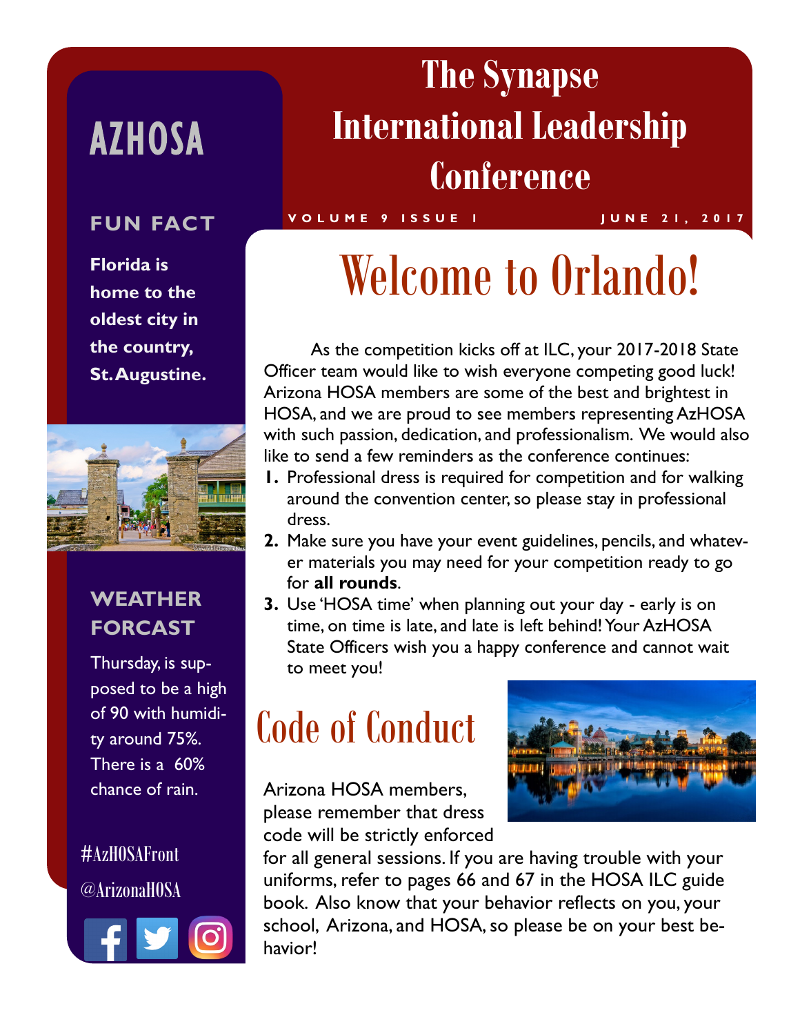# The Synapse International Leadership Conference

VOLUME 9 ISSUE 1 JUNE 21, 2017

## AZHOSA

### FUN FACT

**Florida is home to the oldest city in the country, St. Augustine.**

### WEATHER FORCAST

Thursday, is supposed to be a high of 90 with humidity around 75%. There is a 60% chance of rain.

#AzHOSAFront

@ArizonaHOSA

## Welcome to Orlando!

As the competition kicks off at ILC, your 2017-2018 State Officer team would like to wish everyone competing good luck! Arizona HOSA members are some of the best and brightest in HOSA, and we are proud to see members representing AzHOSA with such passion, dedication, and professionalism. We would also like to send a few reminders as the conference continues:

1. Professional dress is required for competition and for walking around the convention center, so please stay in professional dress.
2. Make sure you have your event guidelines, pencils, and whatever materials you may need for your competition ready to go for **all rounds**.
3. Use 'HOSA time' when planning out your day - early is on time, on time is late, and late is left behind! Your AzHOSA State Officers wish you a happy conference and cannot wait to meet you!

## Code of Conduct

Arizona HOSA members, please remember that dress code will be strictly enforced for all general sessions. If you are having trouble with your uniforms, refer to pages 66 and 67 in the HOSA ILC guide book. Also know that your behavior reflects on you, your school, Arizona, and HOSA, so please be on your best behavior!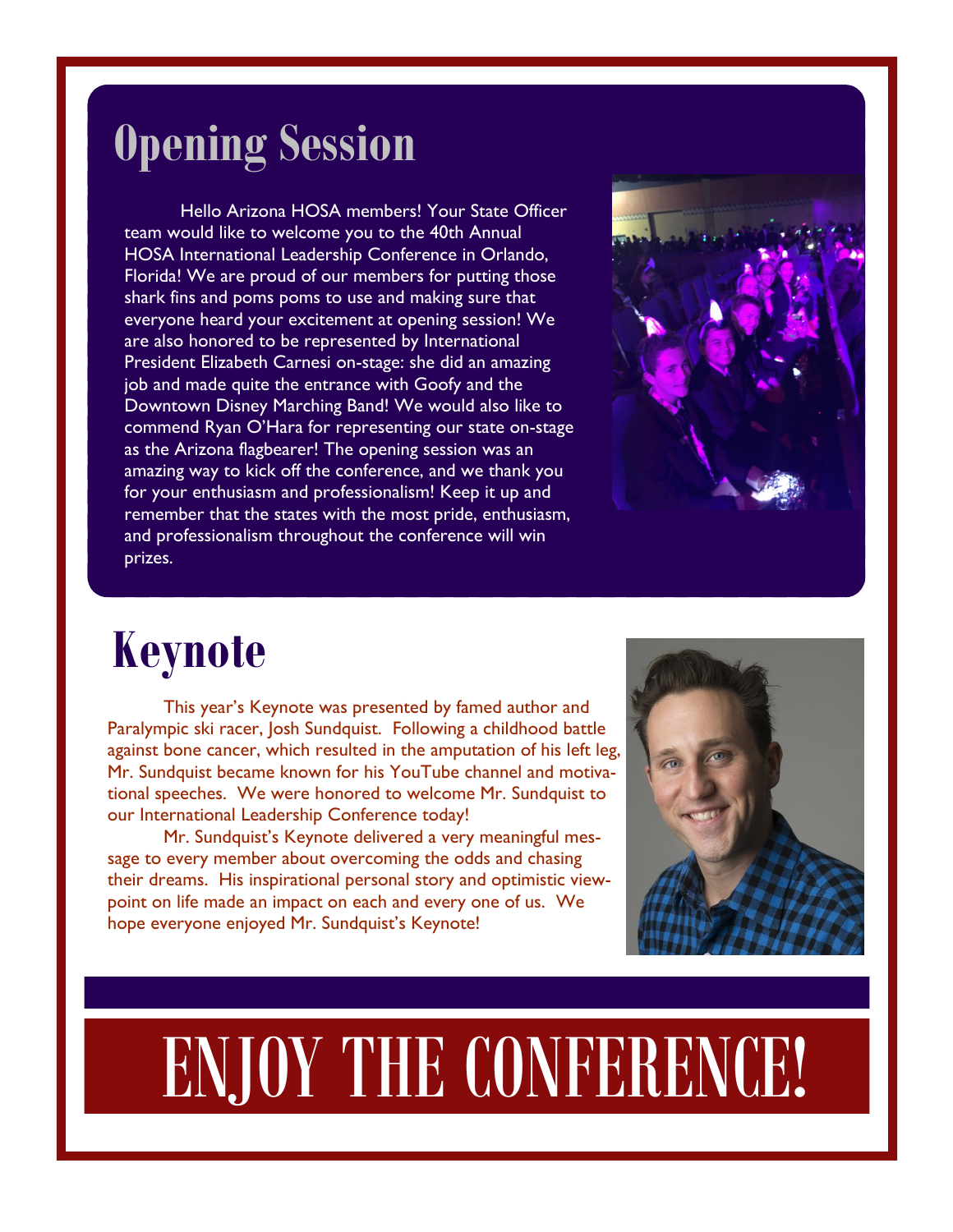# Opening Session

Hello Arizona HOSA members! Your State Officer team would like to welcome you to the 40th Annual HOSA International Leadership Conference in Orlando, Florida! We are proud of our members for putting those shark fins and poms poms to use and making sure that everyone heard your excitement at opening session! We are also honored to be represented by International President Elizabeth Carnesi on-stage: she did an amazing job and made quite the entrance with Goofy and the Downtown Disney Marching Band! We would also like to commend Ryan O'Hara for representing our state on-stage as the Arizona flagbearer! The opening session was an amazing way to kick off the conference, and we thank you for your enthusiasm and professionalism! Keep it up and remember that the states with the most pride, enthusiasm, and professionalism throughout the conference will win prizes.

# Keynote

This year's Keynote was presented by famed author and Paralympic ski racer, Josh Sundquist. Following a childhood battle against bone cancer, which resulted in the amputation of his left leg, Mr. Sundquist became known for his YouTube channel and motivational speeches. We were honored to welcome Mr. Sundquist to our International Leadership Conference today!

Mr. Sundquist's Keynote delivered a very meaningful message to every member about overcoming the odds and chasing their dreams. His inspirational personal story and optimistic viewpoint on life made an impact on each and every one of us. We hope everyone enjoyed Mr. Sundquist's Keynote!

# ENJOY THE CONFERENCE!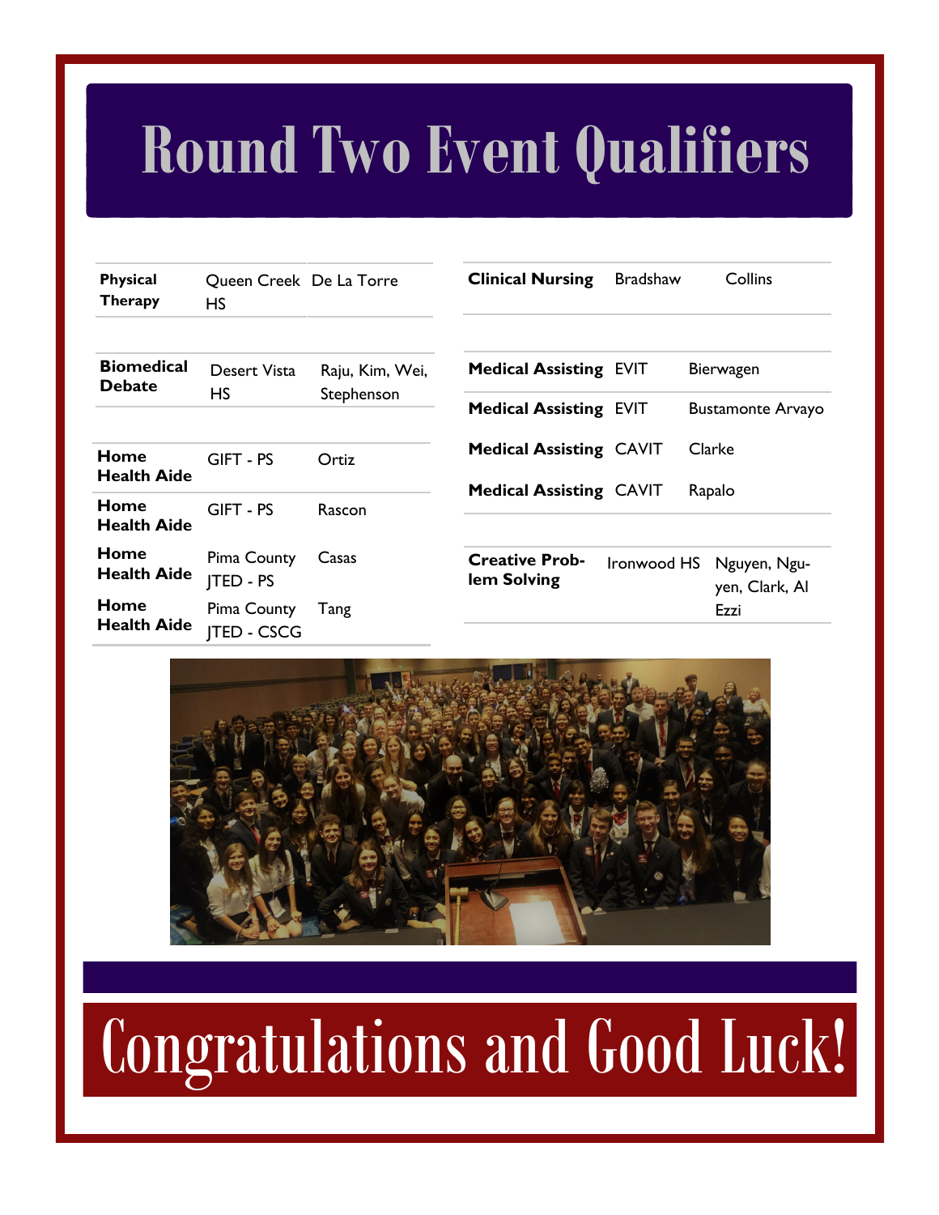# Round Two Event Qualifiers

| | | |
|---|---|---|
| **Physical Therapy** | Queen Creek HS | De La Torre |
| **Biomedical Debate** | Desert Vista HS | Raju, Kim, Wei, Stephenson |
| **Home Health Aide** | GIFT - PS | Ortiz |
| **Home Health Aide** | GIFT - PS | Rascon |
| **Home Health Aide** | Pima County JTED - PS | Casas |
| **Home Health Aide** | Pima County JTED - CSCG | Tang |

| | | |
|---|---|---|
| **Clinical Nursing** | Bradshaw | Collins |
| **Medical Assisting** | EVIT | Bierwagen |
| **Medical Assisting** | EVIT | Bustamonte Arvayo |
| **Medical Assisting** | CAVIT | Clarke |
| **Medical Assisting** | CAVIT | Rapalo |
| **Creative Problem Solving** | Ironwood HS | Nguyen, Nguyen, Clark, Al Ezzi |

# Congratulations and Good Luck!